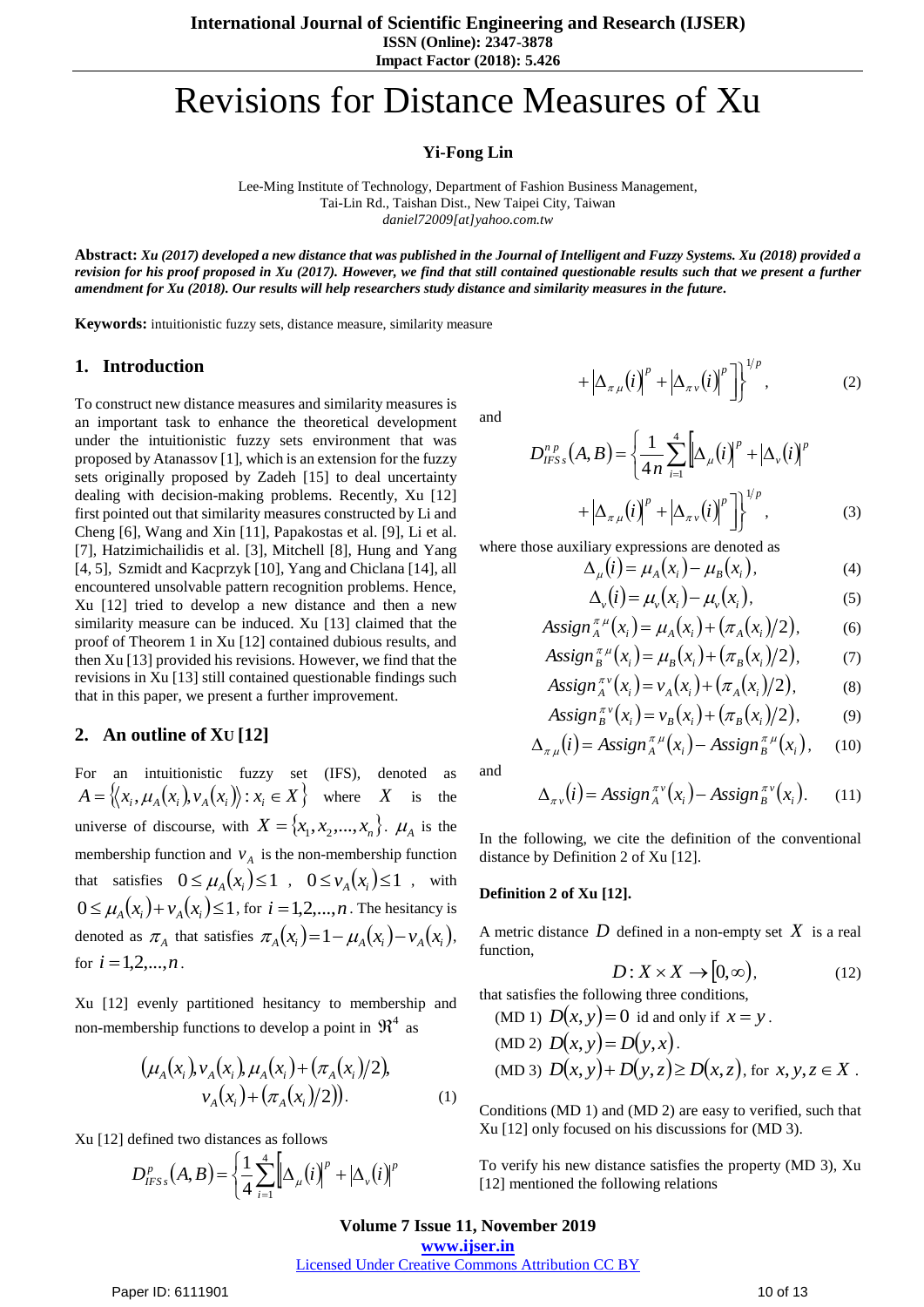# Revisions for Distance Measures of Xu

**Yi-Fong Lin**

Lee-Ming Institute of Technology, Department of Fashion Business Management,
Tai-Lin Rd., Taishan Dist., New Taipei City, Taiwan
*daniel72009[at]yahoo.com.tw*

**Abstract:** ***Xu (2017) developed a new distance that was published in the Journal of Intelligent and Fuzzy Systems. Xu (2018) provided a revision for his proof proposed in Xu (2017). However, we find that still contained questionable results such that we present a further amendment for Xu (2018). Our results will help researchers study distance and similarity measures in the future.***

**Keywords:** intuitionistic fuzzy sets, distance measure, similarity measure

## 1. Introduction

To construct new distance measures and similarity measures is an important task to enhance the theoretical development under the intuitionistic fuzzy sets environment that was proposed by Atanassov [1], which is an extension for the fuzzy sets originally proposed by Zadeh [15] to deal uncertainty dealing with decision-making problems. Recently, Xu [12] first pointed out that similarity measures constructed by Li and Cheng [6], Wang and Xin [11], Papakostas et al. [9], Li et al. [7], Hatzimichailidis et al. [3], Mitchell [8], Hung and Yang [4, 5], Szmidt and Kacprzyk [10], Yang and Chiclana [14], all encountered unsolvable pattern recognition problems. Hence, Xu [12] tried to develop a new distance and then a new similarity measure can be induced. Xu [13] claimed that the proof of Theorem 1 in Xu [12] contained dubious results, and then Xu [13] provided his revisions. However, we find that the revisions in Xu [13] still contained questionable findings such that in this paper, we present a further improvement.

## 2. An outline of Xu [12]

For an intuitionistic fuzzy set (IFS), denoted as $A=\{\langle x_i,\mu_A(x_i),v_A(x_i)\rangle : x_i\in X\}$ where $X$ is the universe of discourse, with $X=\{x_1,x_2,...,x_n\}$. $\mu_A$ is the membership function and $v_A$ is the non-membership function that satisfies $0\le\mu_A(x_i)\le 1$, $0\le v_A(x_i)\le 1$, with $0\le \mu_A(x_i)+v_A(x_i)\le 1$, for $i=1,2,...,n$. The hesitancy is denoted as $\pi_A$ that satisfies $\pi_A(x_i)=1-\mu_A(x_i)-v_A(x_i)$, for $i=1,2,...,n$.

Xu [12] evenly partitioned hesitancy to membership and non-membership functions to develop a point in $\Re^4$ as

$$\begin{aligned}(\mu_A(x_i), v_A(x_i), \mu_A(x_i)+(\pi_A(x_i)/2),\\ v_A(x_i)+(\pi_A(x_i)/2)).\end{aligned} \tag{1}$$

Xu [12] defined two distances as follows

$$D_{IFSs}^{p}(A,B)=\left\{\frac{1}{4}\sum_{i=1}^{4}\left[\left|\Delta_{\mu}(i)\right|^p+\left|\Delta_{v}(i)\right|^p + \left|\Delta_{\pi\mu}(i)\right|^p+\left|\Delta_{\pi v}(i)\right|^p\right]\right\}^{1/p}, \tag{2}$$

and

$$D_{IFSs}^{np}(A,B)=\left\{\frac{1}{4n}\sum_{i=1}^{4}\left[\left|\Delta_{\mu}(i)\right|^p+\left|\Delta_{v}(i)\right|^p + \left|\Delta_{\pi\mu}(i)\right|^p+\left|\Delta_{\pi v}(i)\right|^p\right]\right\}^{1/p}, \tag{3}$$

where those auxiliary expressions are denoted as

$$\Delta_{\mu}(i)=\mu_A(x_i)-\mu_B(x_i), \tag{4}$$

$$\Delta_{v}(i)=\mu_v(x_i)-\mu_v(x_i), \tag{5}$$

$$Assign_A^{\pi\mu}(x_i)=\mu_A(x_i)+(\pi_A(x_i)/2), \tag{6}$$

$$Assign_B^{\pi\mu}(x_i)=\mu_B(x_i)+(\pi_B(x_i)/2), \tag{7}$$

$$Assign_A^{\pi v}(x_i)=v_A(x_i)+(\pi_A(x_i)/2), \tag{8}$$

$$Assign_B^{\pi v}(x_i)=v_B(x_i)+(\pi_B(x_i)/2), \tag{9}$$

$$\Delta_{\pi\mu}(i)=Assign_A^{\pi\mu}(x_i)-Assign_B^{\pi\mu}(x_i), \tag{10}$$

and

$$\Delta_{\pi v}(i)=Assign_A^{\pi v}(x_i)-Assign_B^{\pi v}(x_i). \tag{11}$$

In the following, we cite the definition of the conventional distance by Definition 2 of Xu [12].

**Definition 2 of Xu [12].**

A metric distance $D$ defined in a non-empty set $X$ is a real function,

$$D: X\times X\rightarrow[0,\infty), \tag{12}$$

that satisfies the following three conditions,

(MD 1) $D(x,y)=0$ id and only if $x=y$.

(MD 2) $D(x,y)=D(y,x)$.

(MD 3) $D(x,y)+D(y,z)\ge D(x,z)$, for $x,y,z\in X$.

Conditions (MD 1) and (MD 2) are easy to verified, such that Xu [12] only focused on his discussions for (MD 3).

To verify his new distance satisfies the property (MD 3), Xu [12] mentioned the following relations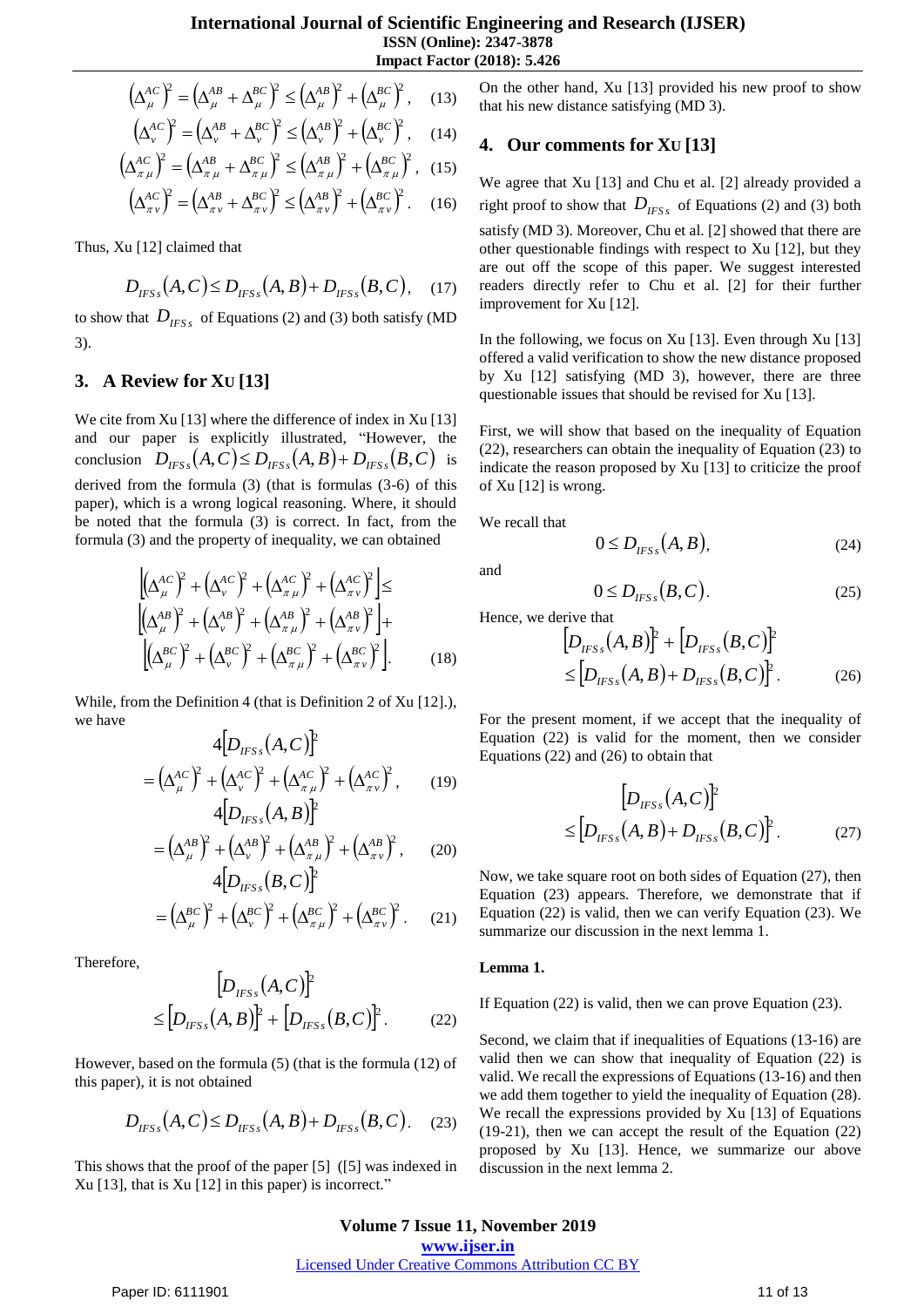$$\left(\Delta_{\mu}^{AC}\right)^2 = \left(\Delta_{\mu}^{AB} + \Delta_{\mu}^{BC}\right)^2 \le \left(\Delta_{\mu}^{AB}\right)^2 + \left(\Delta_{\mu}^{BC}\right)^2, \quad (13)$$

$$\left(\Delta_{\nu}^{AC}\right)^2 = \left(\Delta_{\nu}^{AB} + \Delta_{\nu}^{BC}\right)^2 \le \left(\Delta_{\nu}^{AB}\right)^2 + \left(\Delta_{\nu}^{BC}\right)^2, \quad (14)$$

$$\left(\Delta_{\pi\mu}^{AC}\right)^2 = \left(\Delta_{\pi\mu}^{AB} + \Delta_{\pi\mu}^{BC}\right)^2 \le \left(\Delta_{\pi\mu}^{AB}\right)^2 + \left(\Delta_{\pi\mu}^{BC}\right)^2, \quad (15)$$

$$\left(\Delta_{\pi\nu}^{AC}\right)^2 = \left(\Delta_{\pi\nu}^{AB} + \Delta_{\pi\nu}^{BC}\right)^2 \le \left(\Delta_{\pi\nu}^{AB}\right)^2 + \left(\Delta_{\pi\nu}^{BC}\right)^2. \quad (16)$$

Thus, Xu [12] claimed that

$$D_{IFSs}(A,C) \le D_{IFSs}(A,B) + D_{IFSs}(B,C), \quad (17)$$

to show that $D_{IFSs}$ of Equations (2) and (3) both satisfy (MD 3).

## 3. A Review for Xu [13]

We cite from Xu [13] where the difference of index in Xu [13] and our paper is explicitly illustrated, "However, the conclusion $D_{IFSs}(A,C) \le D_{IFSs}(A,B) + D_{IFSs}(B,C)$ is derived from the formula (3) (that is formulas (3-6) of this paper), which is a wrong logical reasoning. Where, it should be noted that the formula (3) is correct. In fact, from the formula (3) and the property of inequality, we can obtained

$$\begin{aligned}&\left[\left(\Delta_{\mu}^{AC}\right)^2 + \left(\Delta_{\nu}^{AC}\right)^2 + \left(\Delta_{\pi\mu}^{AC}\right)^2 + \left(\Delta_{\pi\nu}^{AC}\right)^2\right] \le \\ &\left[\left(\Delta_{\mu}^{AB}\right)^2 + \left(\Delta_{\nu}^{AB}\right)^2 + \left(\Delta_{\pi\mu}^{AB}\right)^2 + \left(\Delta_{\pi\nu}^{AB}\right)^2\right] + \\ &\left[\left(\Delta_{\mu}^{BC}\right)^2 + \left(\Delta_{\nu}^{BC}\right)^2 + \left(\Delta_{\pi\mu}^{BC}\right)^2 + \left(\Delta_{\pi\nu}^{BC}\right)^2\right]. \end{aligned} \quad (18)$$

While, from the Definition 4 (that is Definition 2 of Xu [12].), we have

$$4\left[D_{IFSs}(A,C)\right]^2 = \left(\Delta_{\mu}^{AC}\right)^2 + \left(\Delta_{\nu}^{AC}\right)^2 + \left(\Delta_{\pi\mu}^{AC}\right)^2 + \left(\Delta_{\pi\nu}^{AC}\right)^2, \quad (19)$$

$$4\left[D_{IFSs}(A,B)\right]^2 = \left(\Delta_{\mu}^{AB}\right)^2 + \left(\Delta_{\nu}^{AB}\right)^2 + \left(\Delta_{\pi\mu}^{AB}\right)^2 + \left(\Delta_{\pi\nu}^{AB}\right)^2, \quad (20)$$

$$4\left[D_{IFSs}(B,C)\right]^2 = \left(\Delta_{\mu}^{BC}\right)^2 + \left(\Delta_{\nu}^{BC}\right)^2 + \left(\Delta_{\pi\mu}^{BC}\right)^2 + \left(\Delta_{\pi\nu}^{BC}\right)^2. \quad (21)$$

Therefore,

$$\left[D_{IFSs}(A,C)\right]^2 \le \left[D_{IFSs}(A,B)\right]^2 + \left[D_{IFSs}(B,C)\right]^2. \quad (22)$$

However, based on the formula (5) (that is the formula (12) of this paper), it is not obtained

$$D_{IFSs}(A,C) \le D_{IFSs}(A,B) + D_{IFSs}(B,C). \quad (23)$$

This shows that the proof of the paper [5] ([5] was indexed in Xu [13], that is Xu [12] in this paper) is incorrect."

On the other hand, Xu [13] provided his new proof to show that his new distance satisfying (MD 3).

## 4. Our comments for Xu [13]

We agree that Xu [13] and Chu et al. [2] already provided a right proof to show that $D_{IFSs}$ of Equations (2) and (3) both satisfy (MD 3). Moreover, Chu et al. [2] showed that there are other questionable findings with respect to Xu [12], but they are out off the scope of this paper. We suggest interested readers directly refer to Chu et al. [2] for their further improvement for Xu [12].

In the following, we focus on Xu [13]. Even through Xu [13] offered a valid verification to show the new distance proposed by Xu [12] satisfying (MD 3), however, there are three questionable issues that should be revised for Xu [13].

First, we will show that based on the inequality of Equation (22), researchers can obtain the inequality of Equation (23) to indicate the reason proposed by Xu [13] to criticize the proof of Xu [12] is wrong.

We recall that

$$0 \le D_{IFSs}(A,B), \quad (24)$$

and

$$0 \le D_{IFSs}(B,C). \quad (25)$$

Hence, we derive that

$$\left[D_{IFSs}(A,B)\right]^2 + \left[D_{IFSs}(B,C)\right]^2 \le \left[D_{IFSs}(A,B) + D_{IFSs}(B,C)\right]^2. \quad (26)$$

For the present moment, if we accept that the inequality of Equation (22) is valid for the moment, then we consider Equations (22) and (26) to obtain that

$$\left[D_{IFSs}(A,C)\right]^2 \le \left[D_{IFSs}(A,B) + D_{IFSs}(B,C)\right]^2. \quad (27)$$

Now, we take square root on both sides of Equation (27), then Equation (23) appears. Therefore, we demonstrate that if Equation (22) is valid, then we can verify Equation (23). We summarize our discussion in the next lemma 1.

**Lemma 1.**

If Equation (22) is valid, then we can prove Equation (23).

Second, we claim that if inequalities of Equations (13-16) are valid then we can show that inequality of Equation (22) is valid. We recall the expressions of Equations (13-16) and then we add them together to yield the inequality of Equation (28). We recall the expressions provided by Xu [13] of Equations (19-21), then we can accept the result of the Equation (22) proposed by Xu [13]. Hence, we summarize our above discussion in the next lemma 2.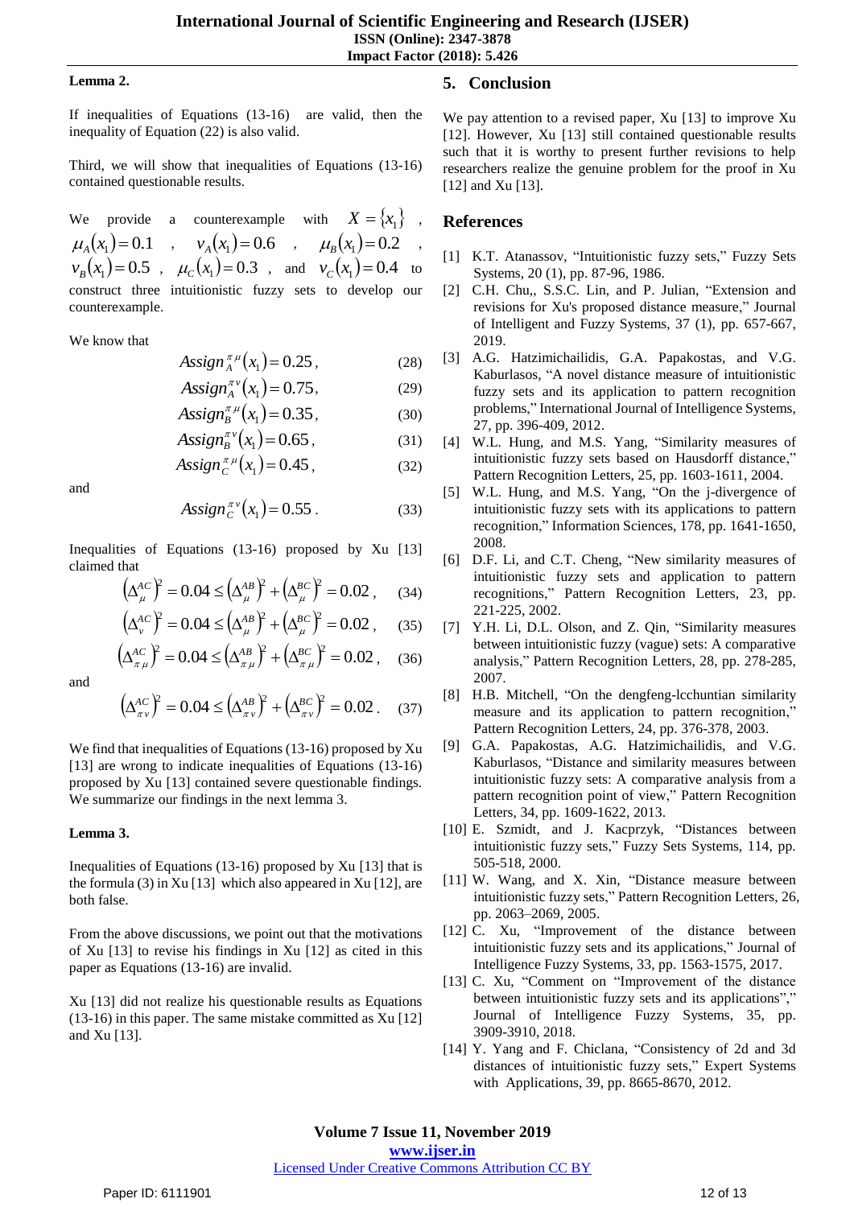**Lemma 2.**

If inequalities of Equations (13-16) are valid, then the inequality of Equation (22) is also valid.

Third, we will show that inequalities of Equations (13-16) contained questionable results.

We provide a counterexample with $X = \{x_1\}$, $\mu_A(x_1) = 0.1$, $\nu_A(x_1) = 0.6$, $\mu_B(x_1) = 0.2$, $\nu_B(x_1) = 0.5$, $\mu_C(x_1) = 0.3$, and $\nu_C(x_1) = 0.4$ to construct three intuitionistic fuzzy sets to develop our counterexample.

We know that

$$Assign_A^{\pi\mu}(x_1) = 0.25, \quad (28)$$

$$Assign_A^{\pi\nu}(x_1) = 0.75, \quad (29)$$

$$Assign_B^{\pi\mu}(x_1) = 0.35, \quad (30)$$

$$Assign_B^{\pi\nu}(x_1) = 0.65, \quad (31)$$

$$Assign_C^{\pi\mu}(x_1) = 0.45, \quad (32)$$

and

$$Assign_C^{\pi\nu}(x_1) = 0.55. \quad (33)$$

Inequalities of Equations (13-16) proposed by Xu [13] claimed that

$$\left(\Delta_\mu^{AC}\right)^2 = 0.04 \le \left(\Delta_\mu^{AB}\right)^2 + \left(\Delta_\mu^{BC}\right)^2 = 0.02, \quad (34)$$

$$\left(\Delta_\nu^{AC}\right)^2 = 0.04 \le \left(\Delta_\mu^{AB}\right)^2 + \left(\Delta_\mu^{BC}\right)^2 = 0.02, \quad (35)$$

$$\left(\Delta_{\pi\mu}^{AC}\right)^2 = 0.04 \le \left(\Delta_{\pi\mu}^{AB}\right)^2 + \left(\Delta_{\pi\mu}^{BC}\right)^2 = 0.02, \quad (36)$$

and

$$\left(\Delta_{\pi\nu}^{AC}\right)^2 = 0.04 \le \left(\Delta_{\pi\nu}^{AB}\right)^2 + \left(\Delta_{\pi\nu}^{BC}\right)^2 = 0.02. \quad (37)$$

We find that inequalities of Equations (13-16) proposed by Xu [13] are wrong to indicate inequalities of Equations (13-16) proposed by Xu [13] contained severe questionable findings. We summarize our findings in the next lemma 3.

**Lemma 3.**

Inequalities of Equations (13-16) proposed by Xu [13] that is the formula (3) in Xu [13] which also appeared in Xu [12], are both false.

From the above discussions, we point out that the motivations of Xu [13] to revise his findings in Xu [12] as cited in this paper as Equations (13-16) are invalid.

Xu [13] did not realize his questionable results as Equations (13-16) in this paper. The same mistake committed as Xu [12] and Xu [13].

## 5. Conclusion

We pay attention to a revised paper, Xu [13] to improve Xu [12]. However, Xu [13] still contained questionable results such that it is worthy to present further revisions to help researchers realize the genuine problem for the proof in Xu [12] and Xu [13].

## References

[1] K.T. Atanassov, "Intuitionistic fuzzy sets," Fuzzy Sets Systems, 20 (1), pp. 87-96, 1986.

[2] C.H. Chu,, S.S.C. Lin, and P. Julian, "Extension and revisions for Xu's proposed distance measure," Journal of Intelligent and Fuzzy Systems, 37 (1), pp. 657-667, 2019.

[3] A.G. Hatzimichailidis, G.A. Papakostas, and V.G. Kaburlasos, "A novel distance measure of intuitionistic fuzzy sets and its application to pattern recognition problems," International Journal of Intelligence Systems, 27, pp. 396-409, 2012.

[4] W.L. Hung, and M.S. Yang, "Similarity measures of intuitionistic fuzzy sets based on Hausdorff distance," Pattern Recognition Letters, 25, pp. 1603-1611, 2004.

[5] W.L. Hung, and M.S. Yang, "On the j-divergence of intuitionistic fuzzy sets with its applications to pattern recognition," Information Sciences, 178, pp. 1641-1650, 2008.

[6] D.F. Li, and C.T. Cheng, "New similarity measures of intuitionistic fuzzy sets and application to pattern recognitions," Pattern Recognition Letters, 23, pp. 221-225, 2002.

[7] Y.H. Li, D.L. Olson, and Z. Qin, "Similarity measures between intuitionistic fuzzy (vague) sets: A comparative analysis," Pattern Recognition Letters, 28, pp. 278-285, 2007.

[8] H.B. Mitchell, "On the dengfeng-lcchuntian similarity measure and its application to pattern recognition," Pattern Recognition Letters, 24, pp. 376-378, 2003.

[9] G.A. Papakostas, A.G. Hatzimichailidis, and V.G. Kaburlasos, "Distance and similarity measures between intuitionistic fuzzy sets: A comparative analysis from a pattern recognition point of view," Pattern Recognition Letters, 34, pp. 1609-1622, 2013.

[10] E. Szmidt, and J. Kacprzyk, "Distances between intuitionistic fuzzy sets," Fuzzy Sets Systems, 114, pp. 505-518, 2000.

[11] W. Wang, and X. Xin, "Distance measure between intuitionistic fuzzy sets," Pattern Recognition Letters, 26, pp. 2063–2069, 2005.

[12] C. Xu, "Improvement of the distance between intuitionistic fuzzy sets and its applications," Journal of Intelligence Fuzzy Systems, 33, pp. 1563-1575, 2017.

[13] C. Xu, "Comment on "Improvement of the distance between intuitionistic fuzzy sets and its applications"," Journal of Intelligence Fuzzy Systems, 35, pp. 3909-3910, 2018.

[14] Y. Yang and F. Chiclana, "Consistency of 2d and 3d distances of intuitionistic fuzzy sets," Expert Systems with Applications, 39, pp. 8665-8670, 2012.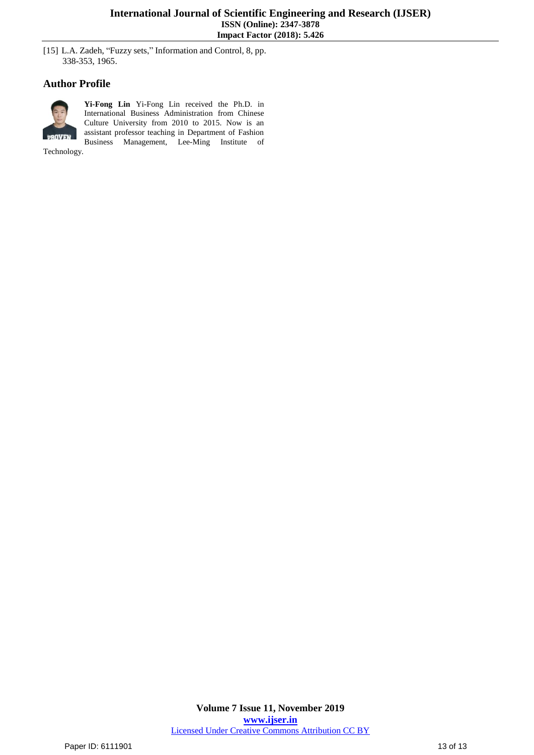[15] L.A. Zadeh, "Fuzzy sets," Information and Control, 8, pp. 338-353, 1965.

## Author Profile

**Yi-Fong Lin** Yi-Fong Lin received the Ph.D. in International Business Administration from Chinese Culture University from 2010 to 2015. Now is an assistant professor teaching in Department of Fashion Business Management, Lee-Ming Institute of Technology.